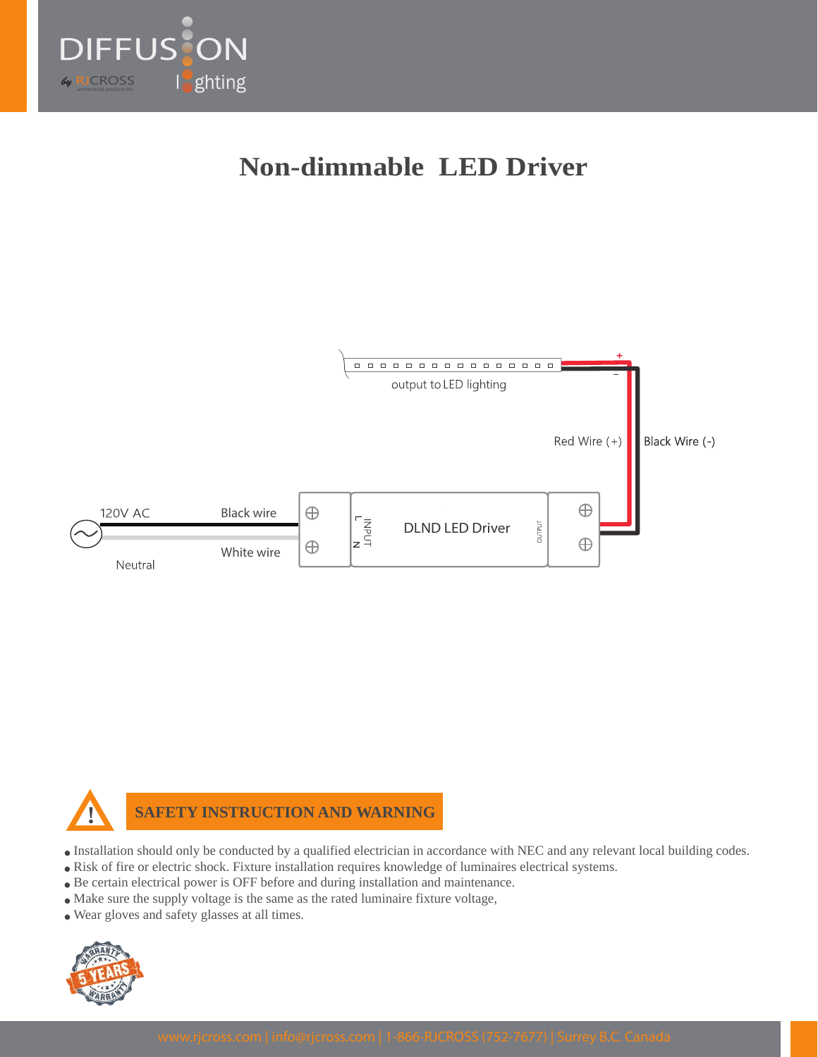# Non-dimmable LED Driver

output to LED lighting

Red Wire (+)

Black Wire (-)

120V AC

Black wire

White wire

Neutral

INPUT L N

DLND LED Driver

OUTPUT

## SAFETY INSTRUCTION AND WARNING

- Installation should only be conducted by a qualified electrician in accordance with NEC and any relevant local building codes.
- Risk of fire or electric shock. Fixture installation requires knowledge of luminaires electrical systems.
- Be certain electrical power is OFF before and during installation and maintenance.
- Make sure the supply voltage is the same as the rated luminaire fixture voltage,
- Wear gloves and safety glasses at all times.

WARRANTY 5 YEARS WARRANTY

www.rjcross.com | info@rjcross.com | 1-866-RJCROSS (752-7677) | Surrey B.C. Canada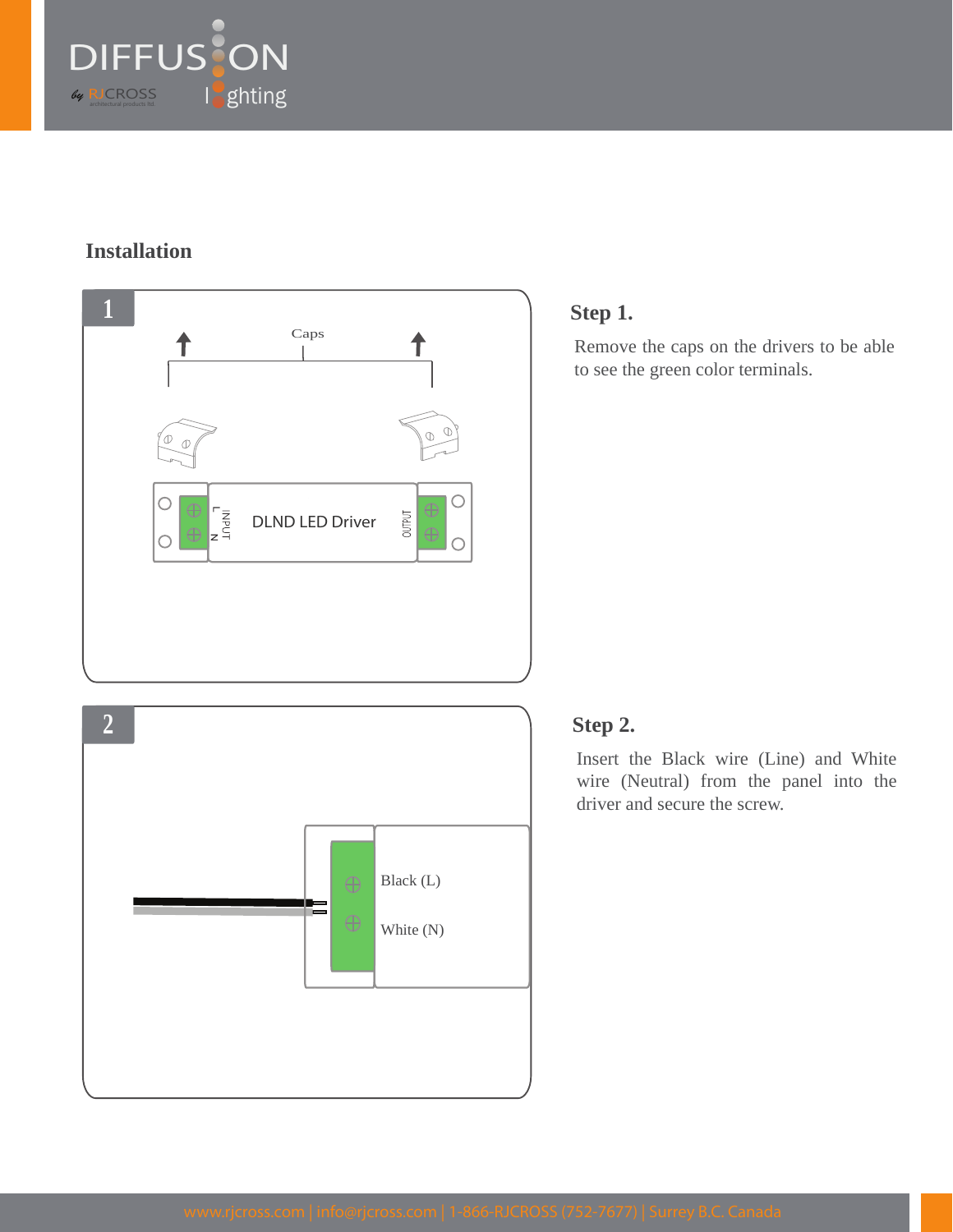## Installation

### Step 1.

Remove the caps on the drivers to be able to see the green color terminals.

### Step 2.

Insert the Black wire (Line) and White wire (Neutral) from the panel into the driver and secure the screw.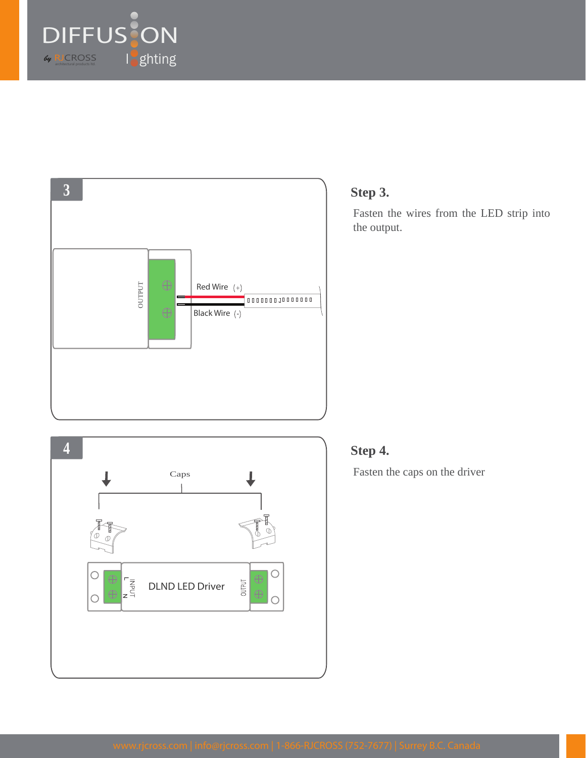## Step 3.

Fasten the wires from the LED strip into the output.

## Step 4.

Fasten the caps on the driver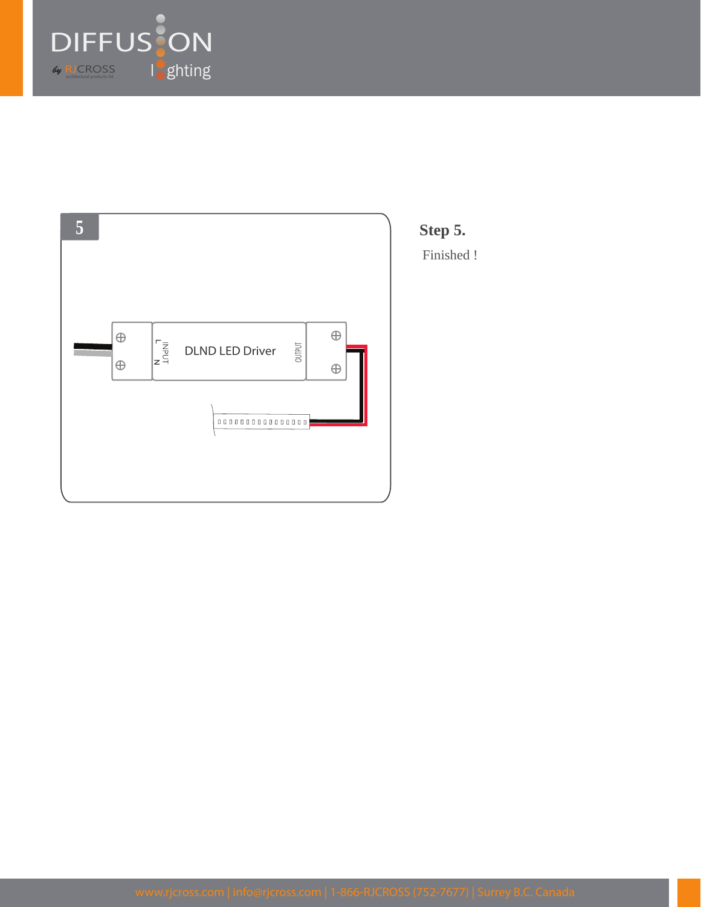5

INPUT
L
N

DLND LED Driver

OUTPUT

**Step 5.**

Finished !